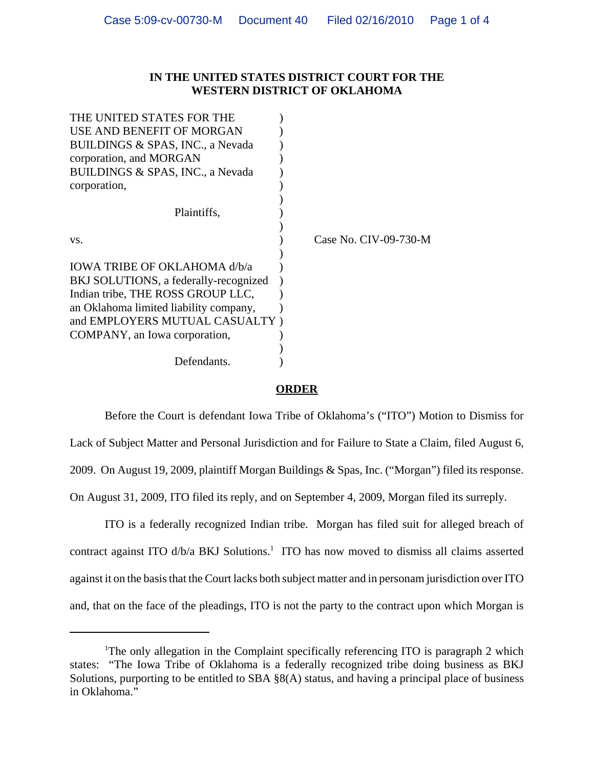**IN THE UNITED STATES DISTRICT COURT FOR THE WESTERN DISTRICT OF OKLAHOMA**

THE UNITED STATES FOR THE USE AND BENEFIT OF MORGAN BUILDINGS & SPAS, INC., a Nevada corporation, and MORGAN BUILDINGS & SPAS, INC., a Nevada corporation,

Plaintiffs,

vs.

IOWA TRIBE OF OKLAHOMA d/b/a BKJ SOLUTIONS, a federally-recognized Indian tribe, THE ROSS GROUP LLC, an Oklahoma limited liability company, and EMPLOYERS MUTUAL CASUALTY COMPANY, an Iowa corporation,

Defendants.

Case No. CIV-09-730-M

## ORDER

Before the Court is defendant Iowa Tribe of Oklahoma's ("ITO") Motion to Dismiss for Lack of Subject Matter and Personal Jurisdiction and for Failure to State a Claim, filed August 6, 2009. On August 19, 2009, plaintiff Morgan Buildings & Spas, Inc. ("Morgan") filed its response. On August 31, 2009, ITO filed its reply, and on September 4, 2009, Morgan filed its surreply.

ITO is a federally recognized Indian tribe. Morgan has filed suit for alleged breach of contract against ITO d/b/a BKJ Solutions.[1] ITO has now moved to dismiss all claims asserted against it on the basis that the Court lacks both subject matter and in personam jurisdiction over ITO and, that on the face of the pleadings, ITO is not the party to the contract upon which Morgan is

---

[1]The only allegation in the Complaint specifically referencing ITO is paragraph 2 which states: "The Iowa Tribe of Oklahoma is a federally recognized tribe doing business as BKJ Solutions, purporting to be entitled to SBA §8(A) status, and having a principal place of business in Oklahoma."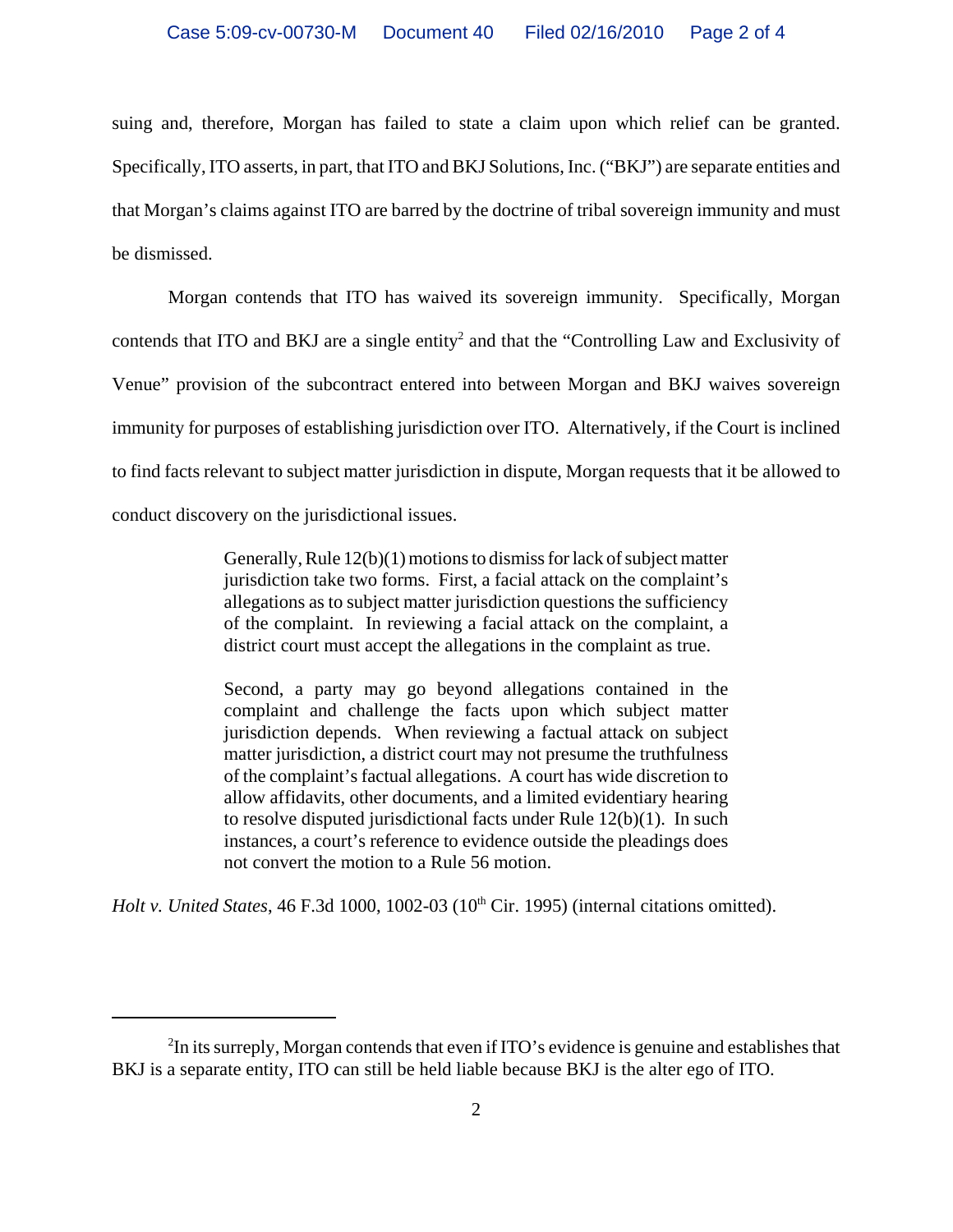suing and, therefore, Morgan has failed to state a claim upon which relief can be granted. Specifically, ITO asserts, in part, that ITO and BKJ Solutions, Inc. ("BKJ") are separate entities and that Morgan's claims against ITO are barred by the doctrine of tribal sovereign immunity and must be dismissed.

Morgan contends that ITO has waived its sovereign immunity. Specifically, Morgan contends that ITO and BKJ are a single entity[2] and that the "Controlling Law and Exclusivity of Venue" provision of the subcontract entered into between Morgan and BKJ waives sovereign immunity for purposes of establishing jurisdiction over ITO. Alternatively, if the Court is inclined to find facts relevant to subject matter jurisdiction in dispute, Morgan requests that it be allowed to conduct discovery on the jurisdictional issues.

> Generally, Rule 12(b)(1) motions to dismiss for lack of subject matter jurisdiction take two forms. First, a facial attack on the complaint's allegations as to subject matter jurisdiction questions the sufficiency of the complaint. In reviewing a facial attack on the complaint, a district court must accept the allegations in the complaint as true.
>
> Second, a party may go beyond allegations contained in the complaint and challenge the facts upon which subject matter jurisdiction depends. When reviewing a factual attack on subject matter jurisdiction, a district court may not presume the truthfulness of the complaint's factual allegations. A court has wide discretion to allow affidavits, other documents, and a limited evidentiary hearing to resolve disputed jurisdictional facts under Rule 12(b)(1). In such instances, a court's reference to evidence outside the pleadings does not convert the motion to a Rule 56 motion.

*Holt v. United States*, 46 F.3d 1000, 1002-03 (10th Cir. 1995) (internal citations omitted).

---

[2] In its surreply, Morgan contends that even if ITO's evidence is genuine and establishes that BKJ is a separate entity, ITO can still be held liable because BKJ is the alter ego of ITO.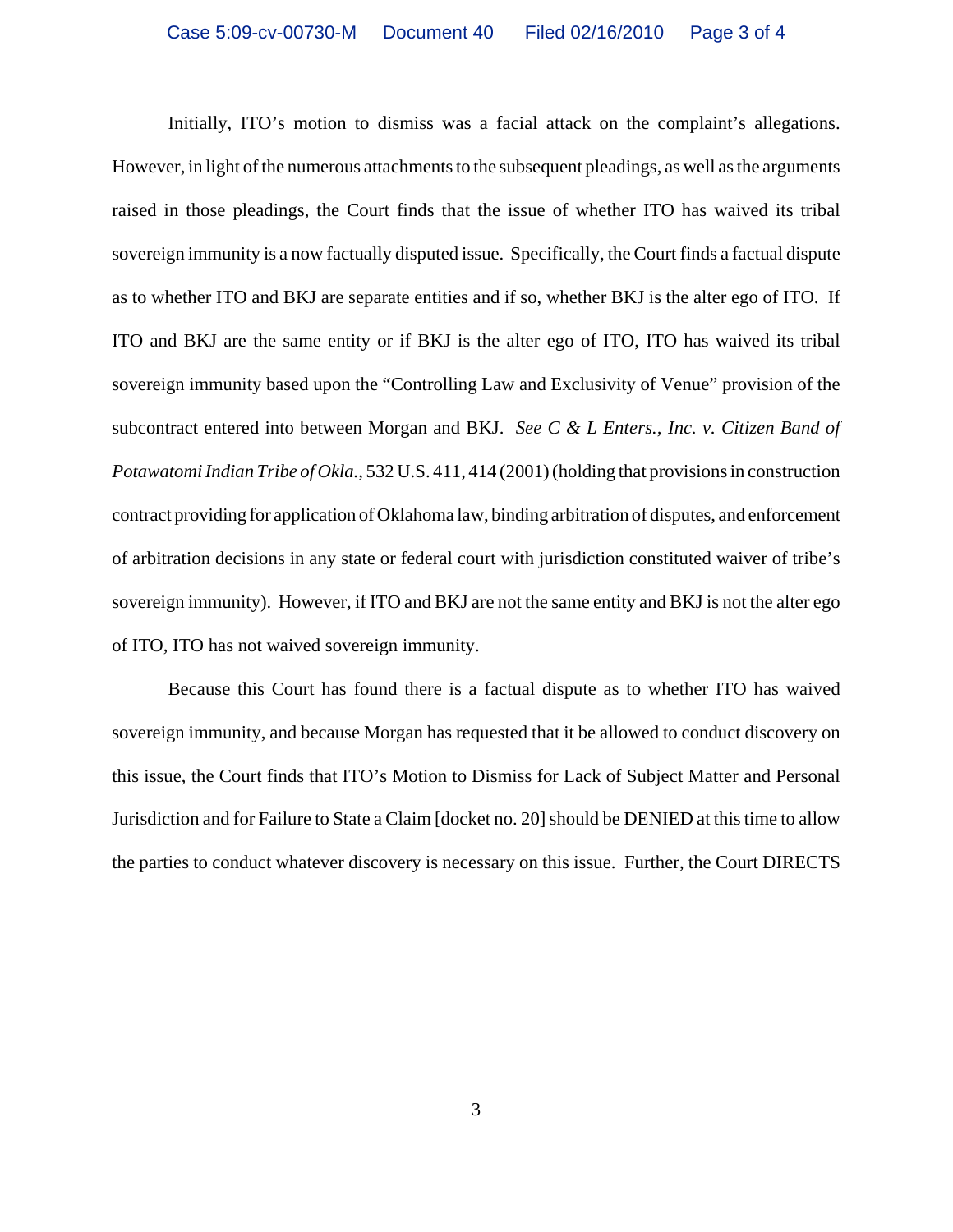Initially, ITO's motion to dismiss was a facial attack on the complaint's allegations. However, in light of the numerous attachments to the subsequent pleadings, as well as the arguments raised in those pleadings, the Court finds that the issue of whether ITO has waived its tribal sovereign immunity is a now factually disputed issue. Specifically, the Court finds a factual dispute as to whether ITO and BKJ are separate entities and if so, whether BKJ is the alter ego of ITO. If ITO and BKJ are the same entity or if BKJ is the alter ego of ITO, ITO has waived its tribal sovereign immunity based upon the "Controlling Law and Exclusivity of Venue" provision of the subcontract entered into between Morgan and BKJ. *See C & L Enters., Inc. v. Citizen Band of Potawatomi Indian Tribe of Okla.*, 532 U.S. 411, 414 (2001) (holding that provisions in construction contract providing for application of Oklahoma law, binding arbitration of disputes, and enforcement of arbitration decisions in any state or federal court with jurisdiction constituted waiver of tribe's sovereign immunity). However, if ITO and BKJ are not the same entity and BKJ is not the alter ego of ITO, ITO has not waived sovereign immunity.

Because this Court has found there is a factual dispute as to whether ITO has waived sovereign immunity, and because Morgan has requested that it be allowed to conduct discovery on this issue, the Court finds that ITO's Motion to Dismiss for Lack of Subject Matter and Personal Jurisdiction and for Failure to State a Claim [docket no. 20] should be DENIED at this time to allow the parties to conduct whatever discovery is necessary on this issue. Further, the Court DIRECTS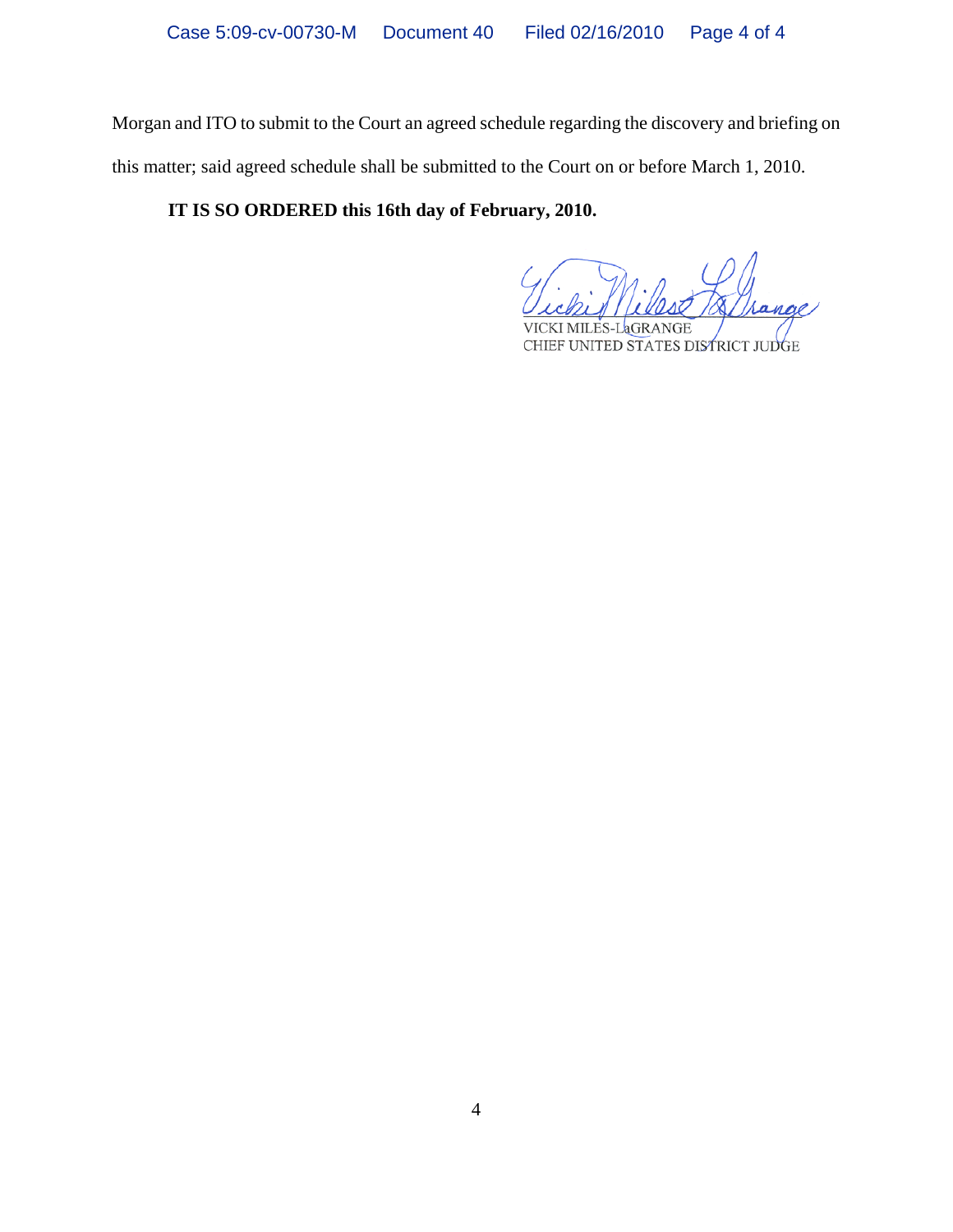Morgan and ITO to submit to the Court an agreed schedule regarding the discovery and briefing on this matter; said agreed schedule shall be submitted to the Court on or before March 1, 2010.

**IT IS SO ORDERED this 16th day of February, 2010.**

VICKI MILES-LaGRANGE
CHIEF UNITED STATES DISTRICT JUDGE